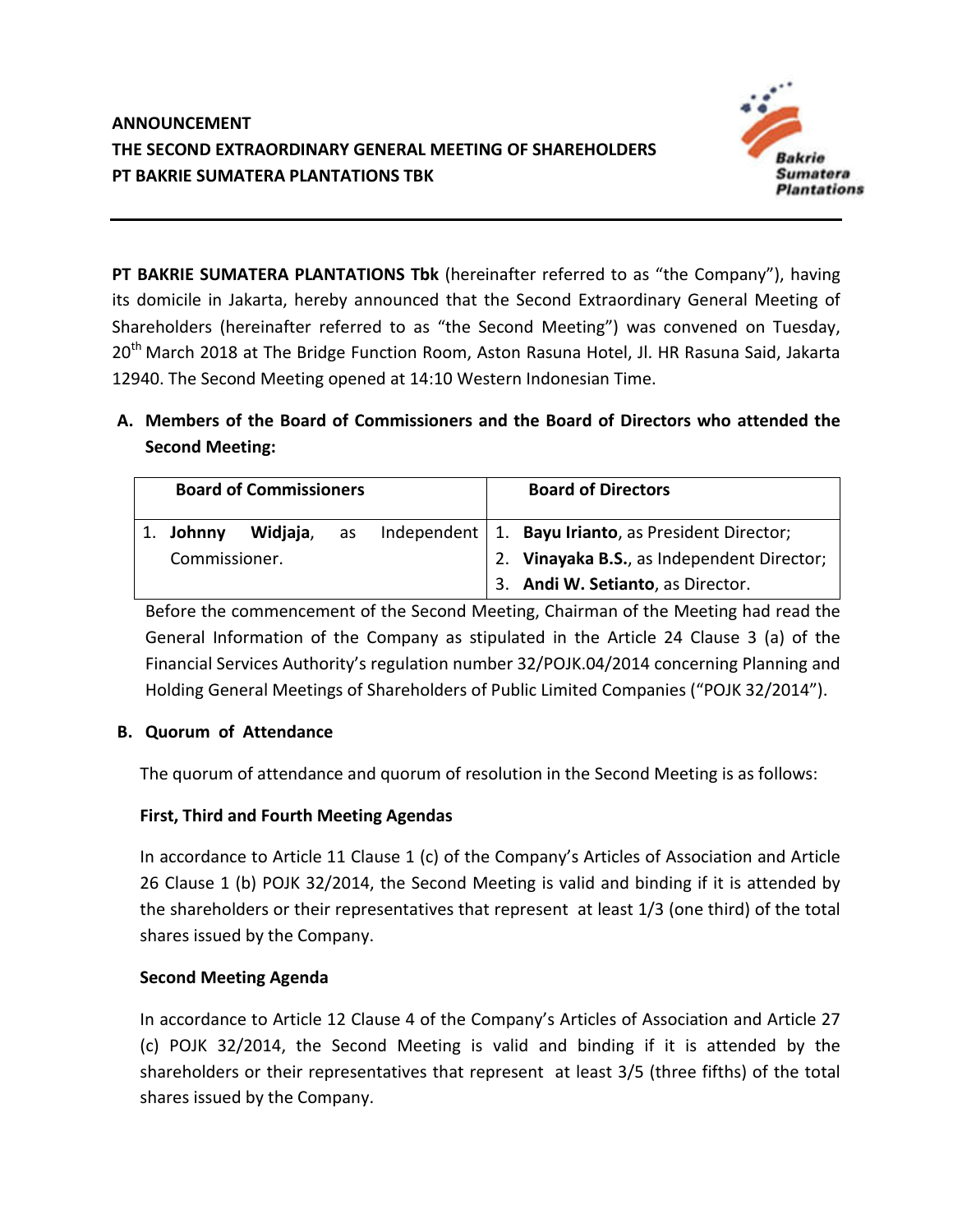**ANNOUNCEMENT**
**THE SECOND EXTRAORDINARY GENERAL MEETING OF SHAREHOLDERS**
**PT BAKRIE SUMATERA PLANTATIONS TBK**

**PT BAKRIE SUMATERA PLANTATIONS Tbk** (hereinafter referred to as "the Company"), having its domicile in Jakarta, hereby announced that the Second Extraordinary General Meeting of Shareholders (hereinafter referred to as "the Second Meeting") was convened on Tuesday, 20th March 2018 at The Bridge Function Room, Aston Rasuna Hotel, Jl. HR Rasuna Said, Jakarta 12940. The Second Meeting opened at 14:10 Western Indonesian Time.

**A. Members of the Board of Commissioners and the Board of Directors who attended the Second Meeting:**

| Board of Commissioners | Board of Directors |
|---|---|
| 1. **Johnny Widjaja**, as Independent Commissioner. | 1. **Bayu Irianto**, as President Director;<br>2. **Vinayaka B.S.**, as Independent Director;<br>3. **Andi W. Setianto**, as Director. |

Before the commencement of the Second Meeting, Chairman of the Meeting had read the General Information of the Company as stipulated in the Article 24 Clause 3 (a) of the Financial Services Authority's regulation number 32/POJK.04/2014 concerning Planning and Holding General Meetings of Shareholders of Public Limited Companies ("POJK 32/2014").

**B. Quorum of Attendance**

The quorum of attendance and quorum of resolution in the Second Meeting is as follows:

**First, Third and Fourth Meeting Agendas**

In accordance to Article 11 Clause 1 (c) of the Company's Articles of Association and Article 26 Clause 1 (b) POJK 32/2014, the Second Meeting is valid and binding if it is attended by the shareholders or their representatives that represent at least 1/3 (one third) of the total shares issued by the Company.

**Second Meeting Agenda**

In accordance to Article 12 Clause 4 of the Company's Articles of Association and Article 27 (c) POJK 32/2014, the Second Meeting is valid and binding if it is attended by the shareholders or their representatives that represent at least 3/5 (three fifths) of the total shares issued by the Company.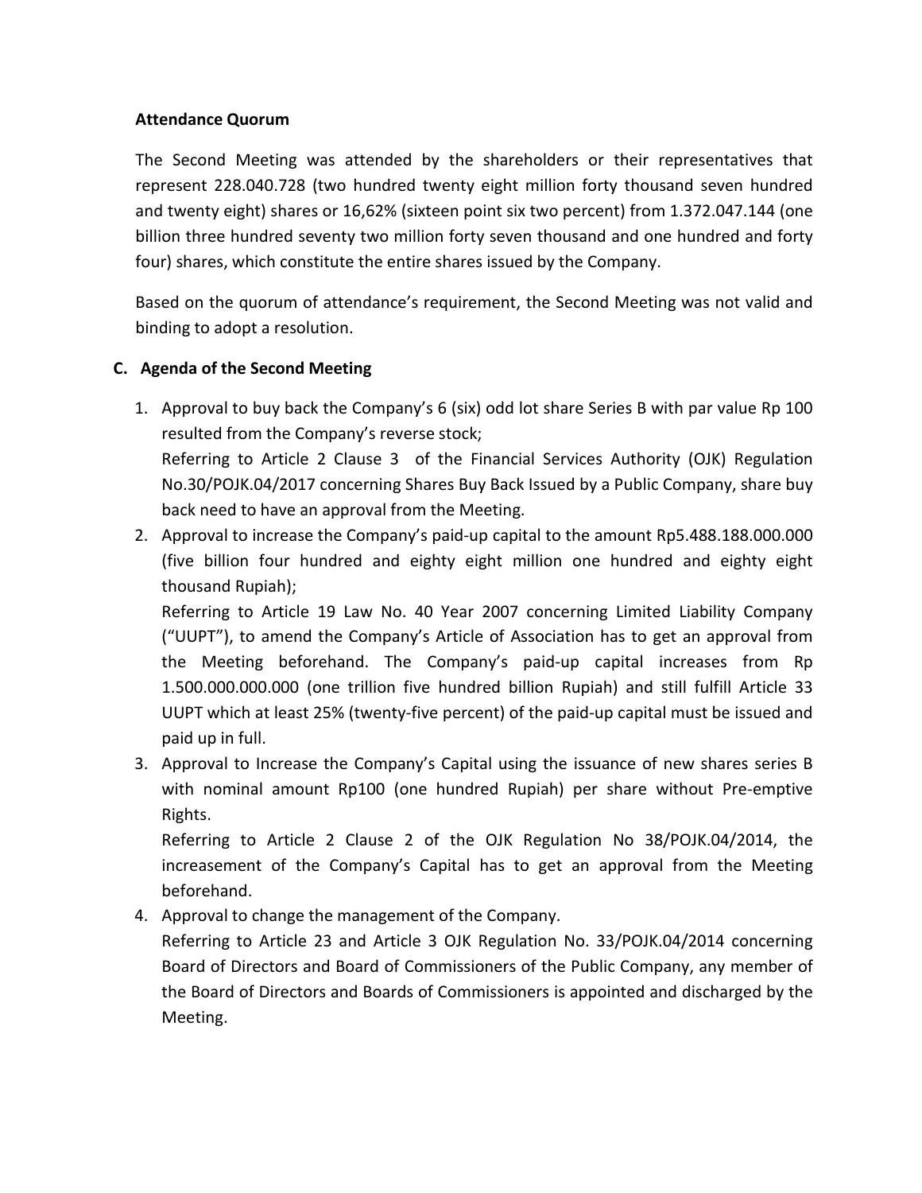**Attendance Quorum**

The Second Meeting was attended by the shareholders or their representatives that represent 228.040.728 (two hundred twenty eight million forty thousand seven hundred and twenty eight) shares or 16,62% (sixteen point six two percent) from 1.372.047.144 (one billion three hundred seventy two million forty seven thousand and one hundred and forty four) shares, which constitute the entire shares issued by the Company.

Based on the quorum of attendance's requirement, the Second Meeting was not valid and binding to adopt a resolution.

**C. Agenda of the Second Meeting**

1. Approval to buy back the Company's 6 (six) odd lot share Series B with par value Rp 100 resulted from the Company's reverse stock;
   Referring to Article 2 Clause 3 of the Financial Services Authority (OJK) Regulation No.30/POJK.04/2017 concerning Shares Buy Back Issued by a Public Company, share buy back need to have an approval from the Meeting.
2. Approval to increase the Company's paid-up capital to the amount Rp5.488.188.000.000 (five billion four hundred and eighty eight million one hundred and eighty eight thousand Rupiah);
   Referring to Article 19 Law No. 40 Year 2007 concerning Limited Liability Company ("UUPT"), to amend the Company's Article of Association has to get an approval from the Meeting beforehand. The Company's paid-up capital increases from Rp 1.500.000.000.000 (one trillion five hundred billion Rupiah) and still fulfill Article 33 UUPT which at least 25% (twenty-five percent) of the paid-up capital must be issued and paid up in full.
3. Approval to Increase the Company's Capital using the issuance of new shares series B with nominal amount Rp100 (one hundred Rupiah) per share without Pre-emptive Rights.
   Referring to Article 2 Clause 2 of the OJK Regulation No 38/POJK.04/2014, the increasement of the Company's Capital has to get an approval from the Meeting beforehand.
4. Approval to change the management of the Company.
   Referring to Article 23 and Article 3 OJK Regulation No. 33/POJK.04/2014 concerning Board of Directors and Board of Commissioners of the Public Company, any member of the Board of Directors and Boards of Commissioners is appointed and discharged by the Meeting.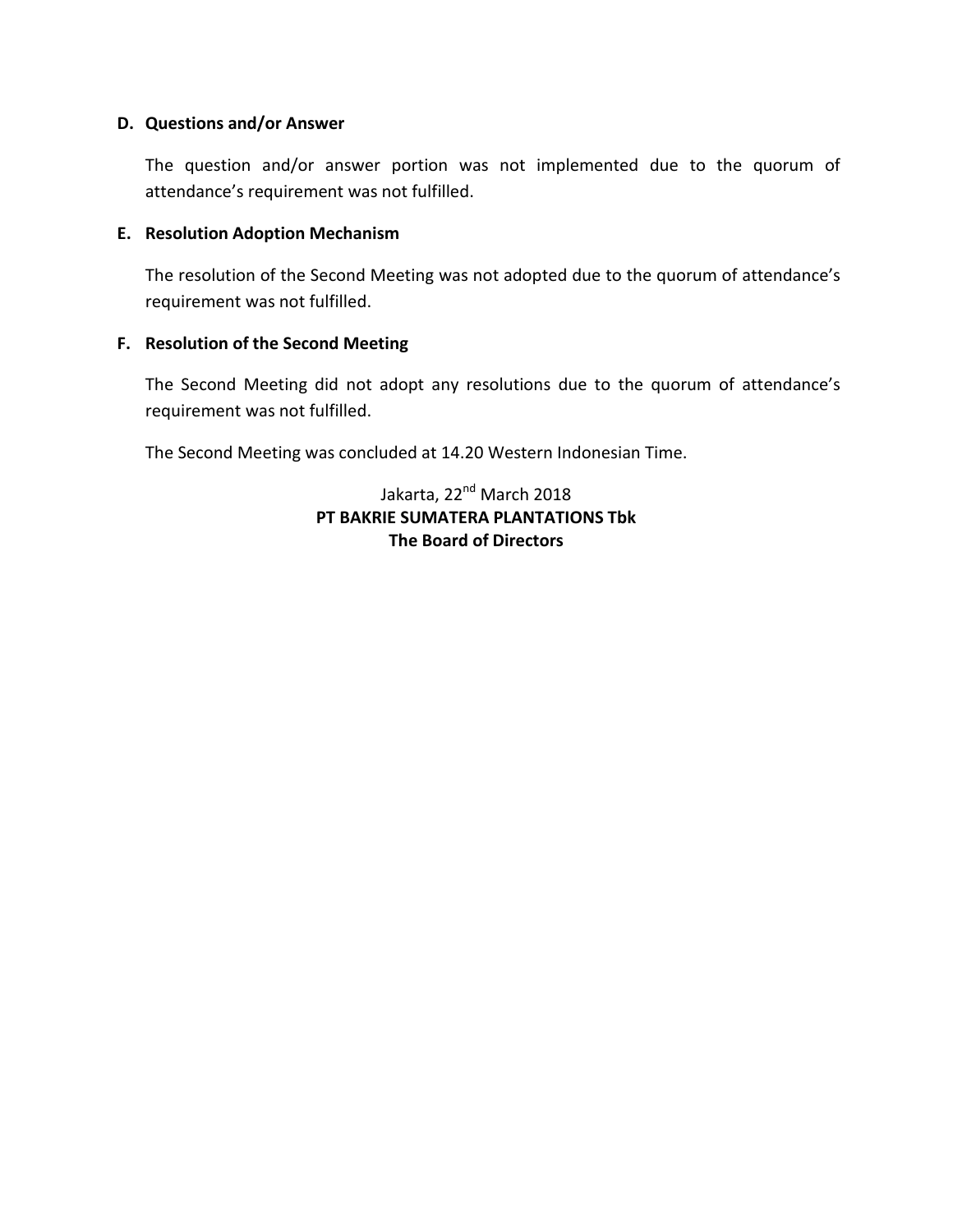## D. Questions and/or Answer

The question and/or answer portion was not implemented due to the quorum of attendance's requirement was not fulfilled.

## E. Resolution Adoption Mechanism

The resolution of the Second Meeting was not adopted due to the quorum of attendance's requirement was not fulfilled.

## F. Resolution of the Second Meeting

The Second Meeting did not adopt any resolutions due to the quorum of attendance's requirement was not fulfilled.

The Second Meeting was concluded at 14.20 Western Indonesian Time.

Jakarta, 22nd March 2018

**PT BAKRIE SUMATERA PLANTATIONS Tbk**

**The Board of Directors**